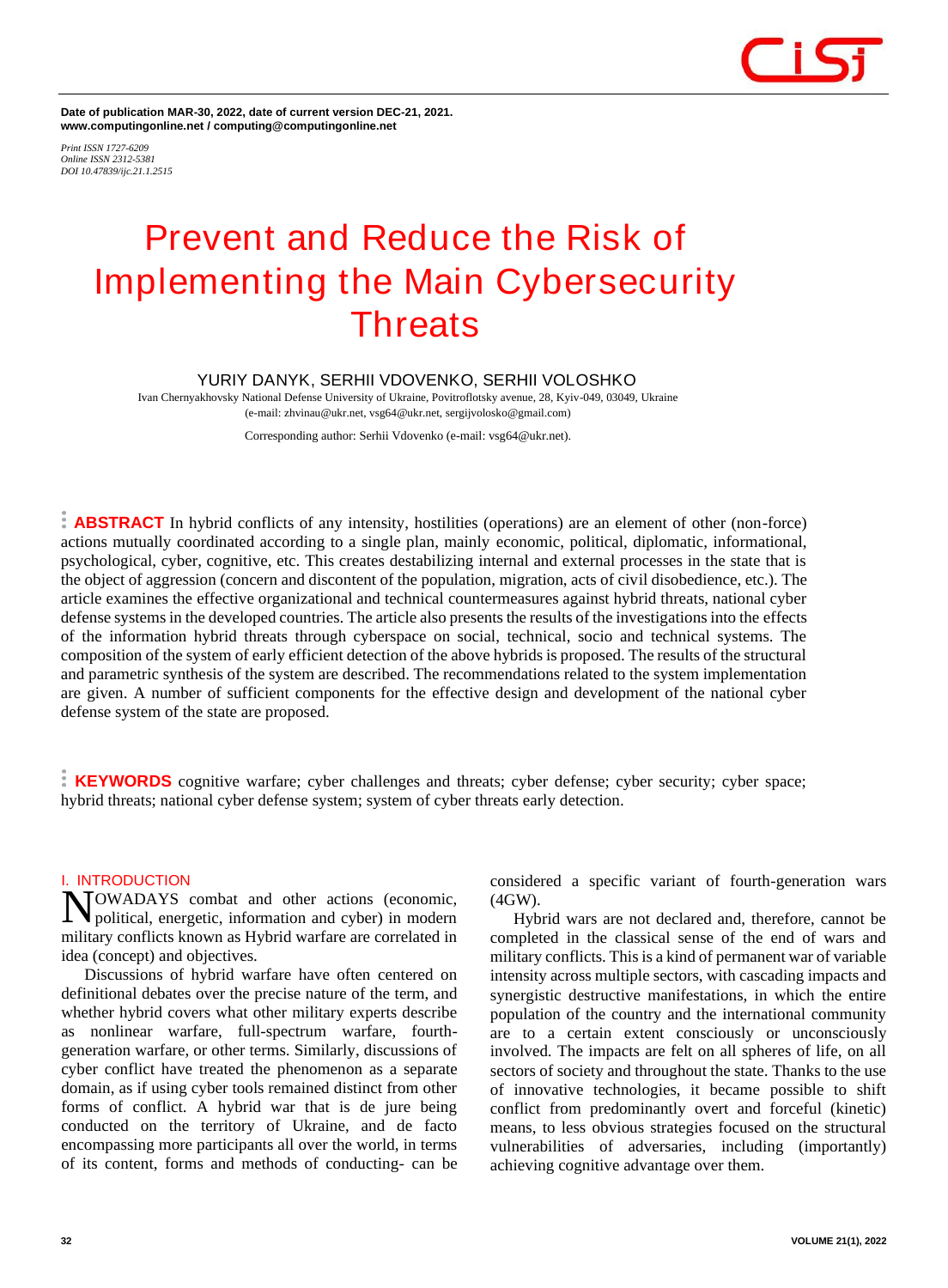Date of publication MAR-30, 2022, date of current version DEC-21, 2021.
www.computingonline.net / computing@computingonline.net

*Print ISSN 1727-6209*
*Online ISSN 2312-5381*
*DOI 10.47839/ijc.21.1.2515*

# Prevent and Reduce the Risk of Implementing the Main Cybersecurity Threats

**YURIY DANYK, SERHII VDOVENKO, SERHII VOLOSHKO**

Ivan Chernyakhovsky National Defense University of Ukraine, Povitroflotsky avenue, 28, Kyiv-049, 03049, Ukraine
(e-mail: zhvinau@ukr.net, vsg64@ukr.net, sergijvolosko@gmail.com)

Corresponding author: Serhii Vdovenko (e-mail: vsg64@ukr.net).

**ABSTRACT** In hybrid conflicts of any intensity, hostilities (operations) are an element of other (non-force) actions mutually coordinated according to a single plan, mainly economic, political, diplomatic, informational, psychological, cyber, cognitive, etc. This creates destabilizing internal and external processes in the state that is the object of aggression (concern and discontent of the population, migration, acts of civil disobedience, etc.). The article examines the effective organizational and technical countermeasures against hybrid threats, national cyber defense systems in the developed countries. The article also presents the results of the investigations into the effects of the information hybrid threats through cyberspace on social, technical, socio and technical systems. The composition of the system of early efficient detection of the above hybrids is proposed. The results of the structural and parametric synthesis of the system are described. The recommendations related to the system implementation are given. A number of sufficient components for the effective design and development of the national cyber defense system of the state are proposed.

**KEYWORDS** cognitive warfare; cyber challenges and threats; cyber defense; cyber security; cyber space; hybrid threats; national cyber defense system; system of cyber threats early detection.

## I. INTRODUCTION

NOWADAYS combat and other actions (economic, political, energetic, information and cyber) in modern military conflicts known as Hybrid warfare are correlated in idea (concept) and objectives.

Discussions of hybrid warfare have often centered on definitional debates over the precise nature of the term, and whether hybrid covers what other military experts describe as nonlinear warfare, full-spectrum warfare, fourth-generation warfare, or other terms. Similarly, discussions of cyber conflict have treated the phenomenon as a separate domain, as if using cyber tools remained distinct from other forms of conflict. A hybrid war that is de jure being conducted on the territory of Ukraine, and de facto encompassing more participants all over the world, in terms of its content, forms and methods of conducting- can be considered a specific variant of fourth-generation wars (4GW).

Hybrid wars are not declared and, therefore, cannot be completed in the classical sense of the end of wars and military conflicts. This is a kind of permanent war of variable intensity across multiple sectors, with cascading impacts and synergistic destructive manifestations, in which the entire population of the country and the international community are to a certain extent consciously or unconsciously involved. The impacts are felt on all spheres of life, on all sectors of society and throughout the state. Thanks to the use of innovative technologies, it became possible to shift conflict from predominantly overt and forceful (kinetic) means, to less obvious strategies focused on the structural vulnerabilities of adversaries, including (importantly) achieving cognitive advantage over them.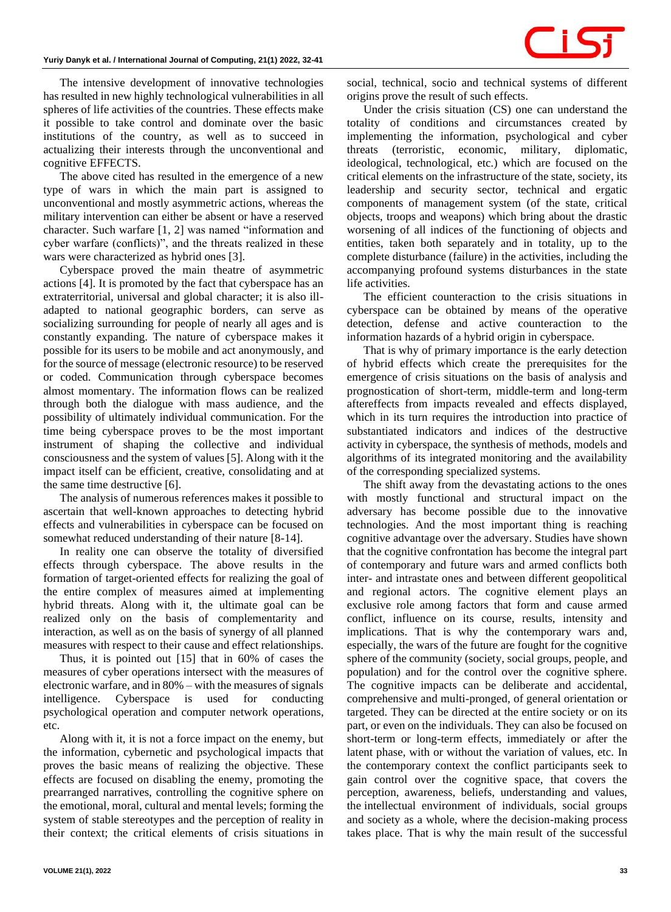The intensive development of innovative technologies has resulted in new highly technological vulnerabilities in all spheres of life activities of the countries. These effects make it possible to take control and dominate over the basic institutions of the country, as well as to succeed in actualizing their interests through the unconventional and cognitive EFFECTS.

The above cited has resulted in the emergence of a new type of wars in which the main part is assigned to unconventional and mostly asymmetric actions, whereas the military intervention can either be absent or have a reserved character. Such warfare [1, 2] was named "information and cyber warfare (conflicts)", and the threats realized in these wars were characterized as hybrid ones [3].

Cyberspace proved the main theatre of asymmetric actions [4]. It is promoted by the fact that cyberspace has an extraterritorial, universal and global character; it is also ill-adapted to national geographic borders, can serve as socializing surrounding for people of nearly all ages and is constantly expanding. The nature of cyberspace makes it possible for its users to be mobile and act anonymously, and for the source of message (electronic resource) to be reserved or coded. Communication through cyberspace becomes almost momentary. The information flows can be realized through both the dialogue with mass audience, and the possibility of ultimately individual communication. For the time being cyberspace proves to be the most important instrument of shaping the collective and individual consciousness and the system of values [5]. Along with it the impact itself can be efficient, creative, consolidating and at the same time destructive [6].

The analysis of numerous references makes it possible to ascertain that well-known approaches to detecting hybrid effects and vulnerabilities in cyberspace can be focused on somewhat reduced understanding of their nature [8-14].

In reality one can observe the totality of diversified effects through cyberspace. The above results in the formation of target-oriented effects for realizing the goal of the entire complex of measures aimed at implementing hybrid threats. Along with it, the ultimate goal can be realized only on the basis of complementarity and interaction, as well as on the basis of synergy of all planned measures with respect to their cause and effect relationships.

Thus, it is pointed out [15] that in 60% of cases the measures of cyber operations intersect with the measures of electronic warfare, and in 80% – with the measures of signals intelligence. Cyberspace is used for conducting psychological operation and computer network operations, etc.

Along with it, it is not a force impact on the enemy, but the information, cybernetic and psychological impacts that proves the basic means of realizing the objective. These effects are focused on disabling the enemy, promoting the prearranged narratives, controlling the cognitive sphere on the emotional, moral, cultural and mental levels; forming the system of stable stereotypes and the perception of reality in their context; the critical elements of crisis situations in social, technical, socio and technical systems of different origins prove the result of such effects.

Under the crisis situation (CS) one can understand the totality of conditions and circumstances created by implementing the information, psychological and cyber threats (terroristic, economic, military, diplomatic, ideological, technological, etc.) which are focused on the critical elements on the infrastructure of the state, society, its leadership and security sector, technical and ergatic components of management system (of the state, critical objects, troops and weapons) which bring about the drastic worsening of all indices of the functioning of objects and entities, taken both separately and in totality, up to the complete disturbance (failure) in the activities, including the accompanying profound systems disturbances in the state life activities.

The efficient counteraction to the crisis situations in cyberspace can be obtained by means of the operative detection, defense and active counteraction to the information hazards of a hybrid origin in cyberspace.

That is why of primary importance is the early detection of hybrid effects which create the prerequisites for the emergence of crisis situations on the basis of analysis and prognostication of short-term, middle-term and long-term aftereffects from impacts revealed and effects displayed, which in its turn requires the introduction into practice of substantiated indicators and indices of the destructive activity in cyberspace, the synthesis of methods, models and algorithms of its integrated monitoring and the availability of the corresponding specialized systems.

The shift away from the devastating actions to the ones with mostly functional and structural impact on the adversary has become possible due to the innovative technologies. And the most important thing is reaching cognitive advantage over the adversary. Studies have shown that the cognitive confrontation has become the integral part of contemporary and future wars and armed conflicts both inter- and intrastate ones and between different geopolitical and regional actors. The cognitive element plays an exclusive role among factors that form and cause armed conflict, influence on its course, results, intensity and implications. That is why the contemporary wars and, especially, the wars of the future are fought for the cognitive sphere of the community (society, social groups, people, and population) and for the control over the cognitive sphere. The cognitive impacts can be deliberate and accidental, comprehensive and multi-pronged, of general orientation or targeted. They can be directed at the entire society or on its part, or even on the individuals. They can also be focused on short-term or long-term effects, immediately or after the latent phase, with or without the variation of values, etc. In the contemporary context the conflict participants seek to gain control over the cognitive space, that covers the perception, awareness, beliefs, understanding and values, the intellectual environment of individuals, social groups and society as a whole, where the decision-making process takes place. That is why the main result of the successful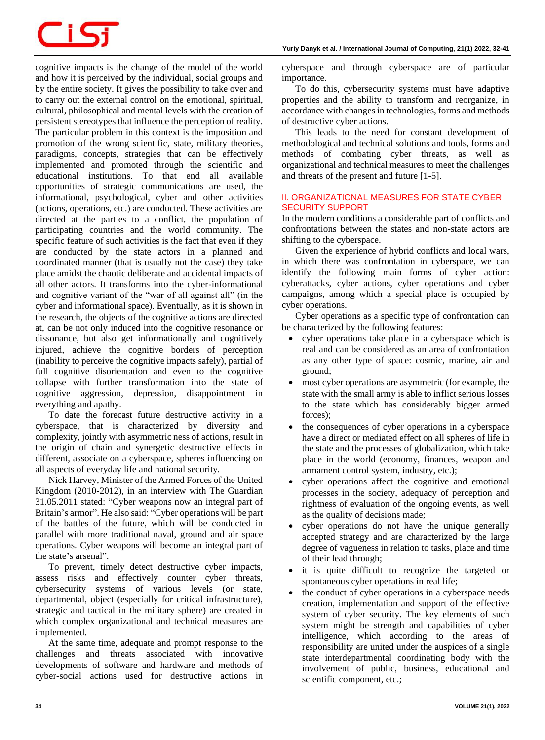cognitive impacts is the change of the model of the world and how it is perceived by the individual, social groups and by the entire society. It gives the possibility to take over and to carry out the external control on the emotional, spiritual, cultural, philosophical and mental levels with the creation of persistent stereotypes that influence the perception of reality. The particular problem in this context is the imposition and promotion of the wrong scientific, state, military theories, paradigms, concepts, strategies that can be effectively implemented and promoted through the scientific and educational institutions. To that end all available opportunities of strategic communications are used, the informational, psychological, cyber and other activities (actions, operations, etc.) are conducted. These activities are directed at the parties to a conflict, the population of participating countries and the world community. The specific feature of such activities is the fact that even if they are conducted by the state actors in a planned and coordinated manner (that is usually not the case) they take place amidst the chaotic deliberate and accidental impacts of all other actors. It transforms into the cyber-informational and cognitive variant of the "war of all against all" (in the cyber and informational space). Eventually, as it is shown in the research, the objects of the cognitive actions are directed at, can be not only induced into the cognitive resonance or dissonance, but also get informationally and cognitively injured, achieve the cognitive borders of perception (inability to perceive the cognitive impacts safely), partial of full cognitive disorientation and even to the cognitive collapse with further transformation into the state of cognitive aggression, depression, disappointment in everything and apathy.

To date the forecast future destructive activity in a cyberspace, that is characterized by diversity and complexity, jointly with asymmetric ness of actions, result in the origin of chain and synergetic destructive effects in different, associate on a cyberspace, spheres influencing on all aspects of everyday life and national security.

Nick Harvey, Minister of the Armed Forces of the United Kingdom (2010-2012), in an interview with The Guardian 31.05.2011 stated: "Cyber weapons now an integral part of Britain's armor". He also said: "Cyber operations will be part of the battles of the future, which will be conducted in parallel with more traditional naval, ground and air space operations. Cyber weapons will become an integral part of the state's arsenal".

To prevent, timely detect destructive cyber impacts, assess risks and effectively counter cyber threats, cybersecurity systems of various levels (or state, departmental, object (especially for critical infrastructure), strategic and tactical in the military sphere) are created in which complex organizational and technical measures are implemented.

At the same time, adequate and prompt response to the challenges and threats associated with innovative developments of software and hardware and methods of cyber-social actions used for destructive actions in cyberspace and through cyberspace are of particular importance.

To do this, cybersecurity systems must have adaptive properties and the ability to transform and reorganize, in accordance with changes in technologies, forms and methods of destructive cyber actions.

This leads to the need for constant development of methodological and technical solutions and tools, forms and methods of combating cyber threats, as well as organizational and technical measures to meet the challenges and threats of the present and future [1-5].

## II. ORGANIZATIONAL MEASURES FOR STATE CYBER SECURITY SUPPORT

In the modern conditions a considerable part of conflicts and confrontations between the states and non-state actors are shifting to the cyberspace.

Given the experience of hybrid conflicts and local wars, in which there was confrontation in cyberspace, we can identify the following main forms of cyber action: cyberattacks, cyber actions, cyber operations and cyber campaigns, among which a special place is occupied by cyber operations.

Cyber operations as a specific type of confrontation can be characterized by the following features:

- cyber operations take place in a cyberspace which is real and can be considered as an area of confrontation as any other type of space: cosmic, marine, air and ground;
- most cyber operations are asymmetric (for example, the state with the small army is able to inflict serious losses to the state which has considerably bigger armed forces);
- the consequences of cyber operations in a cyberspace have a direct or mediated effect on all spheres of life in the state and the processes of globalization, which take place in the world (economy, finances, weapon and armament control system, industry, etc.);
- cyber operations affect the cognitive and emotional processes in the society, adequacy of perception and rightness of evaluation of the ongoing events, as well as the quality of decisions made;
- cyber operations do not have the unique generally accepted strategy and are characterized by the large degree of vagueness in relation to tasks, place and time of their lead through;
- it is quite difficult to recognize the targeted or spontaneous cyber operations in real life;
- the conduct of cyber operations in a cyberspace needs creation, implementation and support of the effective system of cyber security. The key elements of such system might be strength and capabilities of cyber intelligence, which according to the areas of responsibility are united under the auspices of a single state interdepartmental coordinating body with the involvement of public, business, educational and scientific component, etc.;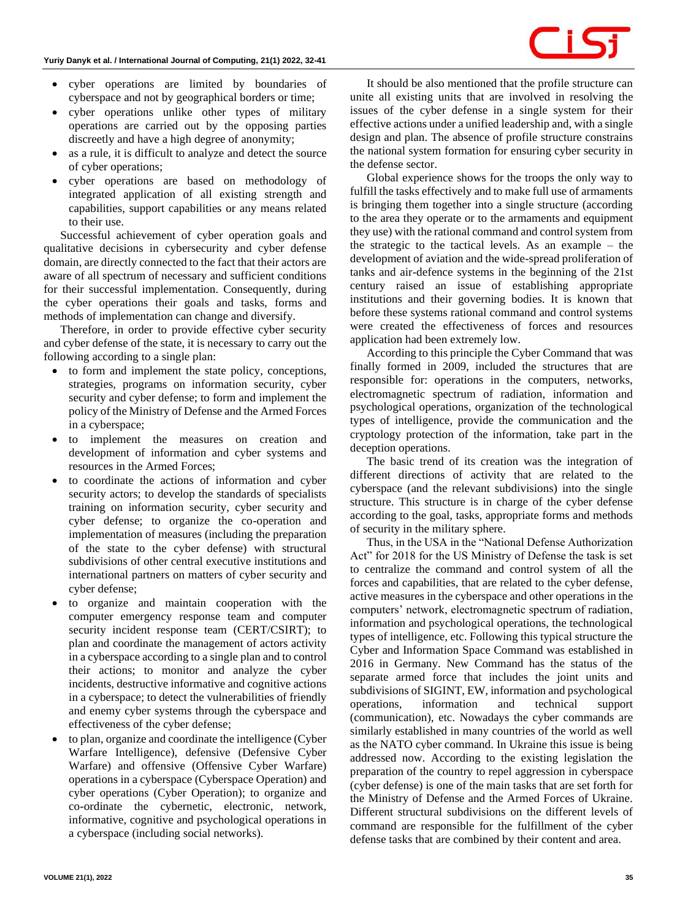- cyber operations are limited by boundaries of cyberspace and not by geographical borders or time;
- cyber operations unlike other types of military operations are carried out by the opposing parties discreetly and have a high degree of anonymity;
- as a rule, it is difficult to analyze and detect the source of cyber operations;
- cyber operations are based on methodology of integrated application of all existing strength and capabilities, support capabilities or any means related to their use.

Successful achievement of cyber operation goals and qualitative decisions in cybersecurity and cyber defense domain, are directly connected to the fact that their actors are aware of all spectrum of necessary and sufficient conditions for their successful implementation. Consequently, during the cyber operations their goals and tasks, forms and methods of implementation can change and diversify.

Therefore, in order to provide effective cyber security and cyber defense of the state, it is necessary to carry out the following according to a single plan:

- to form and implement the state policy, conceptions, strategies, programs on information security, cyber security and cyber defense; to form and implement the policy of the Ministry of Defense and the Armed Forces in a cyberspace;
- to implement the measures on creation and development of information and cyber systems and resources in the Armed Forces;
- to coordinate the actions of information and cyber security actors; to develop the standards of specialists training on information security, cyber security and cyber defense; to organize the co-operation and implementation of measures (including the preparation of the state to the cyber defense) with structural subdivisions of other central executive institutions and international partners on matters of cyber security and cyber defense;
- to organize and maintain cooperation with the computer emergency response team and computer security incident response team (CERT/CSIRT); to plan and coordinate the management of actors activity in a cyberspace according to a single plan and to control their actions; to monitor and analyze the cyber incidents, destructive informative and cognitive actions in a cyberspace; to detect the vulnerabilities of friendly and enemy cyber systems through the cyberspace and effectiveness of the cyber defense;
- to plan, organize and coordinate the intelligence (Cyber Warfare Intelligence), defensive (Defensive Cyber Warfare) and offensive (Offensive Cyber Warfare) operations in a cyberspace (Cyberspace Operation) and cyber operations (Cyber Operation); to organize and co-ordinate the cybernetic, electronic, network, informative, cognitive and psychological operations in a cyberspace (including social networks).

It should be also mentioned that the profile structure can unite all existing units that are involved in resolving the issues of the cyber defense in a single system for their effective actions under a unified leadership and, with a single design and plan. The absence of profile structure constrains the national system formation for ensuring cyber security in the defense sector.

Global experience shows for the troops the only way to fulfill the tasks effectively and to make full use of armaments is bringing them together into a single structure (according to the area they operate or to the armaments and equipment they use) with the rational command and control system from the strategic to the tactical levels. As an example – the development of aviation and the wide-spread proliferation of tanks and air-defence systems in the beginning of the 21st century raised an issue of establishing appropriate institutions and their governing bodies. It is known that before these systems rational command and control systems were created the effectiveness of forces and resources application had been extremely low.

According to this principle the Cyber Command that was finally formed in 2009, included the structures that are responsible for: operations in the computers, networks, electromagnetic spectrum of radiation, information and psychological operations, organization of the technological types of intelligence, provide the communication and the cryptology protection of the information, take part in the deception operations.

The basic trend of its creation was the integration of different directions of activity that are related to the cyberspace (and the relevant subdivisions) into the single structure. This structure is in charge of the cyber defense according to the goal, tasks, appropriate forms and methods of security in the military sphere.

Thus, in the USA in the "National Defense Authorization Act" for 2018 for the US Ministry of Defense the task is set to centralize the command and control system of all the forces and capabilities, that are related to the cyber defense, active measures in the cyberspace and other operations in the computers' network, electromagnetic spectrum of radiation, information and psychological operations, the technological types of intelligence, etc. Following this typical structure the Cyber and Information Space Command was established in 2016 in Germany. New Command has the status of the separate armed force that includes the joint units and subdivisions of SIGINT, EW, information and psychological operations, information and technical support (communication), etc. Nowadays the cyber commands are similarly established in many countries of the world as well as the NATO cyber command. In Ukraine this issue is being addressed now. According to the existing legislation the preparation of the country to repel aggression in cyberspace (cyber defense) is one of the main tasks that are set forth for the Ministry of Defense and the Armed Forces of Ukraine. Different structural subdivisions on the different levels of command are responsible for the fulfillment of the cyber defense tasks that are combined by their content and area.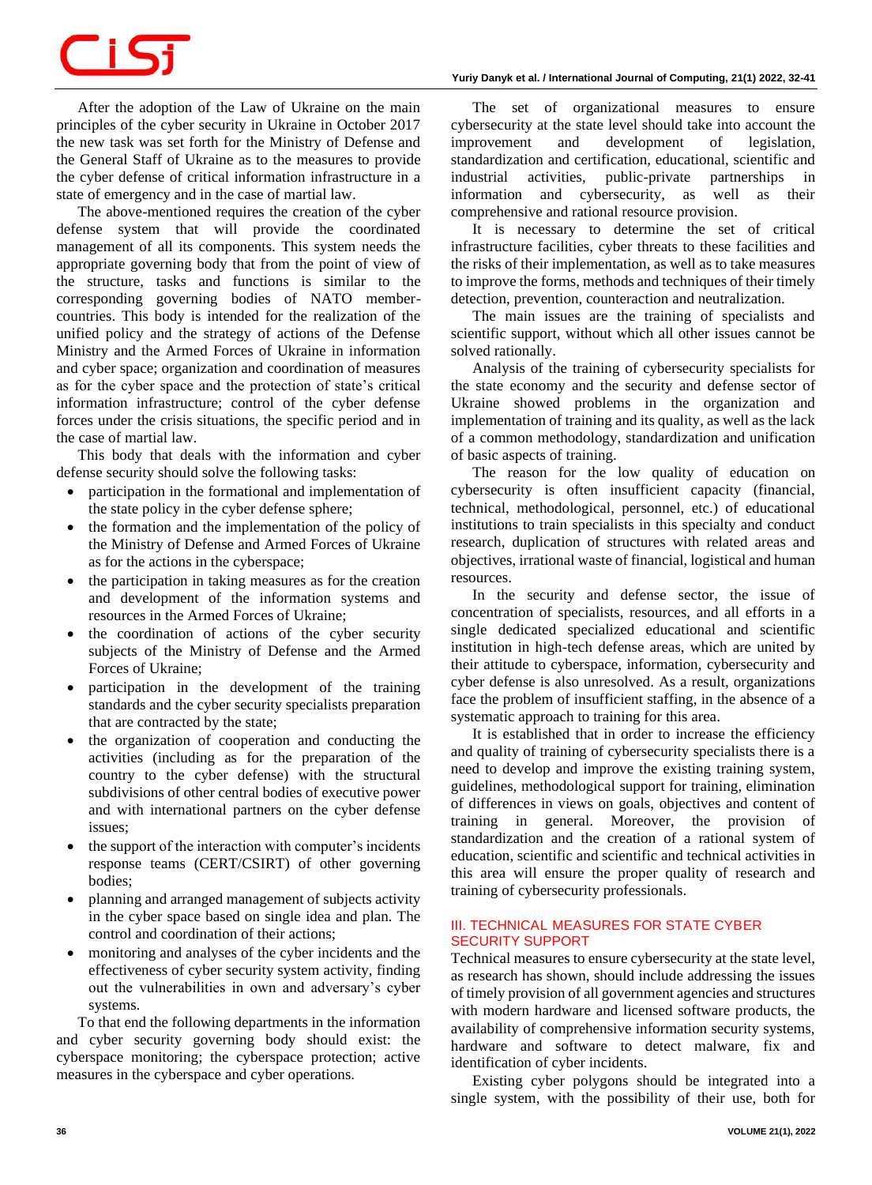After the adoption of the Law of Ukraine on the main principles of the cyber security in Ukraine in October 2017 the new task was set forth for the Ministry of Defense and the General Staff of Ukraine as to the measures to provide the cyber defense of critical information infrastructure in a state of emergency and in the case of martial law.

The above-mentioned requires the creation of the cyber defense system that will provide the coordinated management of all its components. This system needs the appropriate governing body that from the point of view of the structure, tasks and functions is similar to the corresponding governing bodies of NATO member-countries. This body is intended for the realization of the unified policy and the strategy of actions of the Defense Ministry and the Armed Forces of Ukraine in information and cyber space; organization and coordination of measures as for the cyber space and the protection of state's critical information infrastructure; control of the cyber defense forces under the crisis situations, the specific period and in the case of martial law.

This body that deals with the information and cyber defense security should solve the following tasks:

- participation in the formational and implementation of the state policy in the cyber defense sphere;
- the formation and the implementation of the policy of the Ministry of Defense and Armed Forces of Ukraine as for the actions in the cyberspace;
- the participation in taking measures as for the creation and development of the information systems and resources in the Armed Forces of Ukraine;
- the coordination of actions of the cyber security subjects of the Ministry of Defense and the Armed Forces of Ukraine;
- participation in the development of the training standards and the cyber security specialists preparation that are contracted by the state;
- the organization of cooperation and conducting the activities (including as for the preparation of the country to the cyber defense) with the structural subdivisions of other central bodies of executive power and with international partners on the cyber defense issues;
- the support of the interaction with computer's incidents response teams (CERT/CSIRT) of other governing bodies;
- planning and arranged management of subjects activity in the cyber space based on single idea and plan. The control and coordination of their actions;
- monitoring and analyses of the cyber incidents and the effectiveness of cyber security system activity, finding out the vulnerabilities in own and adversary's cyber systems.

To that end the following departments in the information and cyber security governing body should exist: the cyberspace monitoring; the cyberspace protection; active measures in the cyberspace and cyber operations.

The set of organizational measures to ensure cybersecurity at the state level should take into account the improvement and development of legislation, standardization and certification, educational, scientific and industrial activities, public-private partnerships in information and cybersecurity, as well as their comprehensive and rational resource provision.

It is necessary to determine the set of critical infrastructure facilities, cyber threats to these facilities and the risks of their implementation, as well as to take measures to improve the forms, methods and techniques of their timely detection, prevention, counteraction and neutralization.

The main issues are the training of specialists and scientific support, without which all other issues cannot be solved rationally.

Analysis of the training of cybersecurity specialists for the state economy and the security and defense sector of Ukraine showed problems in the organization and implementation of training and its quality, as well as the lack of a common methodology, standardization and unification of basic aspects of training.

The reason for the low quality of education on cybersecurity is often insufficient capacity (financial, technical, methodological, personnel, etc.) of educational institutions to train specialists in this specialty and conduct research, duplication of structures with related areas and objectives, irrational waste of financial, logistical and human resources.

In the security and defense sector, the issue of concentration of specialists, resources, and all efforts in a single dedicated specialized educational and scientific institution in high-tech defense areas, which are united by their attitude to cyberspace, information, cybersecurity and cyber defense is also unresolved. As a result, organizations face the problem of insufficient staffing, in the absence of a systematic approach to training for this area.

It is established that in order to increase the efficiency and quality of training of cybersecurity specialists there is a need to develop and improve the existing training system, guidelines, methodological support for training, elimination of differences in views on goals, objectives and content of training in general. Moreover, the provision of standardization and the creation of a rational system of education, scientific and scientific and technical activities in this area will ensure the proper quality of research and training of cybersecurity professionals.

## III. TECHNICAL MEASURES FOR STATE CYBER SECURITY SUPPORT

Technical measures to ensure cybersecurity at the state level, as research has shown, should include addressing the issues of timely provision of all government agencies and structures with modern hardware and licensed software products, the availability of comprehensive information security systems, hardware and software to detect malware, fix and identification of cyber incidents.

Existing cyber polygons should be integrated into a single system, with the possibility of their use, both for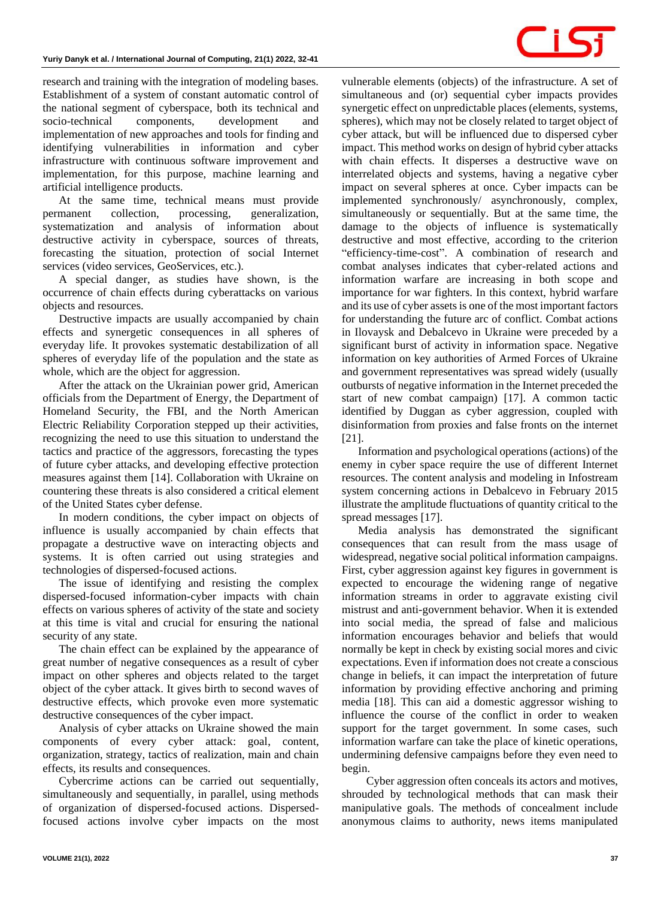research and training with the integration of modeling bases. Establishment of a system of constant automatic control of the national segment of cyberspace, both its technical and socio-technical components, development and implementation of new approaches and tools for finding and identifying vulnerabilities in information and cyber infrastructure with continuous software improvement and implementation, for this purpose, machine learning and artificial intelligence products.

At the same time, technical means must provide permanent collection, processing, generalization, systematization and analysis of information about destructive activity in cyberspace, sources of threats, forecasting the situation, protection of social Internet services (video services, GeoServices, etc.).

A special danger, as studies have shown, is the occurrence of chain effects during cyberattacks on various objects and resources.

Destructive impacts are usually accompanied by chain effects and synergetic consequences in all spheres of everyday life. It provokes systematic destabilization of all spheres of everyday life of the population and the state as whole, which are the object for aggression.

After the attack on the Ukrainian power grid, American officials from the Department of Energy, the Department of Homeland Security, the FBI, and the North American Electric Reliability Corporation stepped up their activities, recognizing the need to use this situation to understand the tactics and practice of the aggressors, forecasting the types of future cyber attacks, and developing effective protection measures against them [14]. Collaboration with Ukraine on countering these threats is also considered a critical element of the United States cyber defense.

In modern conditions, the cyber impact on objects of influence is usually accompanied by chain effects that propagate a destructive wave on interacting objects and systems. It is often carried out using strategies and technologies of dispersed-focused actions.

The issue of identifying and resisting the complex dispersed-focused information-cyber impacts with chain effects on various spheres of activity of the state and society at this time is vital and crucial for ensuring the national security of any state.

The chain effect can be explained by the appearance of great number of negative consequences as a result of cyber impact on other spheres and objects related to the target object of the cyber attack. It gives birth to second waves of destructive effects, which provoke even more systematic destructive consequences of the cyber impact.

Analysis of cyber attacks on Ukraine showed the main components of every cyber attack: goal, content, organization, strategy, tactics of realization, main and chain effects, its results and consequences.

Cybercrime actions can be carried out sequentially, simultaneously and sequentially, in parallel, using methods of organization of dispersed-focused actions. Dispersed-focused actions involve cyber impacts on the most vulnerable elements (objects) of the infrastructure. A set of simultaneous and (or) sequential cyber impacts provides synergetic effect on unpredictable places (elements, systems, spheres), which may not be closely related to target object of cyber attack, but will be influenced due to dispersed cyber impact. This method works on design of hybrid cyber attacks with chain effects. It disperses a destructive wave on interrelated objects and systems, having a negative cyber impact on several spheres at once. Cyber impacts can be implemented synchronously/ asynchronously, complex, simultaneously or sequentially. But at the same time, the damage to the objects of influence is systematically destructive and most effective, according to the criterion "efficiency-time-cost". A combination of research and combat analyses indicates that cyber-related actions and information warfare are increasing in both scope and importance for war fighters. In this context, hybrid warfare and its use of cyber assets is one of the most important factors for understanding the future arc of conflict. Combat actions in Ilovaysk and Debalcevo in Ukraine were preceded by a significant burst of activity in information space. Negative information on key authorities of Armed Forces of Ukraine and government representatives was spread widely (usually outbursts of negative information in the Internet preceded the start of new combat campaign) [17]. A common tactic identified by Duggan as cyber aggression, coupled with disinformation from proxies and false fronts on the internet [21].

Information and psychological operations (actions) of the enemy in cyber space require the use of different Internet resources. The content analysis and modeling in Infostream system concerning actions in Debalcevo in February 2015 illustrate the amplitude fluctuations of quantity critical to the spread messages [17].

Media analysis has demonstrated the significant consequences that can result from the mass usage of widespread, negative social political information campaigns. First, cyber aggression against key figures in government is expected to encourage the widening range of negative information streams in order to aggravate existing civil mistrust and anti-government behavior. When it is extended into social media, the spread of false and malicious information encourages behavior and beliefs that would normally be kept in check by existing social mores and civic expectations. Even if information does not create a conscious change in beliefs, it can impact the interpretation of future information by providing effective anchoring and priming media [18]. This can aid a domestic aggressor wishing to influence the course of the conflict in order to weaken support for the target government. In some cases, such information warfare can take the place of kinetic operations, undermining defensive campaigns before they even need to begin.

Cyber aggression often conceals its actors and motives, shrouded by technological methods that can mask their manipulative goals. The methods of concealment include anonymous claims to authority, news items manipulated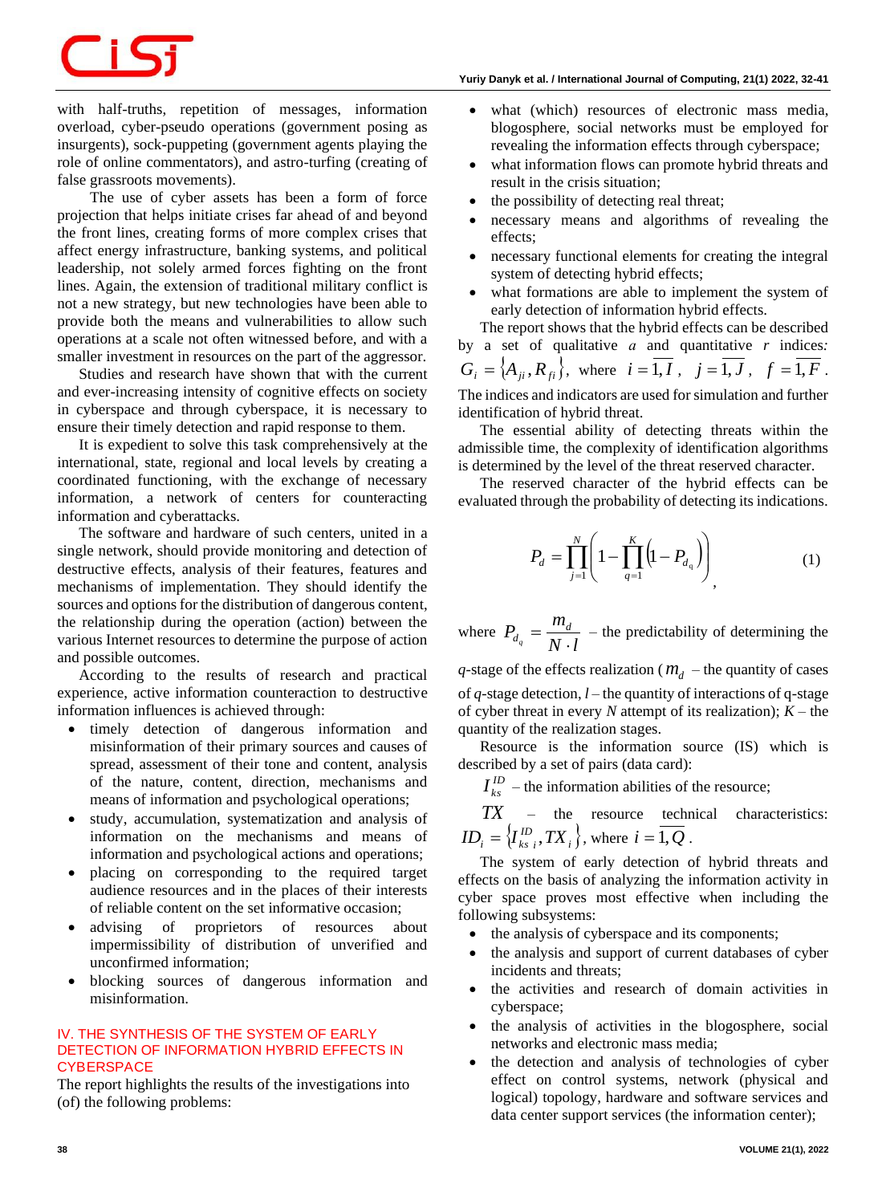with half-truths, repetition of messages, information overload, cyber-pseudo operations (government posing as insurgents), sock-puppeting (government agents playing the role of online commentators), and astro-turfing (creating of false grassroots movements).

The use of cyber assets has been a form of force projection that helps initiate crises far ahead of and beyond the front lines, creating forms of more complex crises that affect energy infrastructure, banking systems, and political leadership, not solely armed forces fighting on the front lines. Again, the extension of traditional military conflict is not a new strategy, but new technologies have been able to provide both the means and vulnerabilities to allow such operations at a scale not often witnessed before, and with a smaller investment in resources on the part of the aggressor.

Studies and research have shown that with the current and ever-increasing intensity of cognitive effects on society in cyberspace and through cyberspace, it is necessary to ensure their timely detection and rapid response to them.

It is expedient to solve this task comprehensively at the international, state, regional and local levels by creating a coordinated functioning, with the exchange of necessary information, a network of centers for counteracting information and cyberattacks.

The software and hardware of such centers, united in a single network, should provide monitoring and detection of destructive effects, analysis of their features, features and mechanisms of implementation. They should identify the sources and options for the distribution of dangerous content, the relationship during the operation (action) between the various Internet resources to determine the purpose of action and possible outcomes.

According to the results of research and practical experience, active information counteraction to destructive information influences is achieved through:

- timely detection of dangerous information and misinformation of their primary sources and causes of spread, assessment of their tone and content, analysis of the nature, content, direction, mechanisms and means of information and psychological operations;
- study, accumulation, systematization and analysis of information on the mechanisms and means of information and psychological actions and operations;
- placing on corresponding to the required target audience resources and in the places of their interests of reliable content on the set informative occasion;
- advising of proprietors of resources about impermissibility of distribution of unverified and unconfirmed information;
- blocking sources of dangerous information and misinformation.

## IV. THE SYNTHESIS OF THE SYSTEM OF EARLY DETECTION OF INFORMATION HYBRID EFFECTS IN CYBERSPACE

The report highlights the results of the investigations into (of) the following problems:

- what (which) resources of electronic mass media, blogosphere, social networks must be employed for revealing the information effects through cyberspace;
- what information flows can promote hybrid threats and result in the crisis situation;
- the possibility of detecting real threat;
- necessary means and algorithms of revealing the effects;
- necessary functional elements for creating the integral system of detecting hybrid effects;
- what formations are able to implement the system of early detection of information hybrid effects.

The report shows that the hybrid effects can be described by a set of qualitative $a$ and quantitative $r$ indices: $G_i = \{A_{ji}, R_{fi}\}$, where $i = \overline{1,I}$, $j = \overline{1,J}$, $f = \overline{1,F}$.

The indices and indicators are used for simulation and further identification of hybrid threat.

The essential ability of detecting threats within the admissible time, the complexity of identification algorithms is determined by the level of the threat reserved character.

The reserved character of the hybrid effects can be evaluated through the probability of detecting its indications.

$$P_d = \prod_{j=1}^{N}\left(1 - \prod_{q=1}^{K}\left(1 - P_{d_q}\right)\right), \tag{1}$$

where $P_{d_q} = \dfrac{m_d}{N \cdot l}$ – the predictability of determining the $q$-stage of the effects realization ($m_d$ – the quantity of cases of $q$-stage detection, $l$ – the quantity of interactions of q-stage of cyber threat in every $N$ attempt of its realization); $K$ – the quantity of the realization stages.

Resource is the information source (IS) which is described by a set of pairs (data card):

$I_{ks}^{ID}$ – the information abilities of the resource;

$TX$ – the resource technical characteristics: $ID_i = \{I_{ks\,i}^{ID}, TX_i\}$, where $i = \overline{1,Q}$.

The system of early detection of hybrid threats and effects on the basis of analyzing the information activity in cyber space proves most effective when including the following subsystems:

- the analysis of cyberspace and its components;
- the analysis and support of current databases of cyber incidents and threats;
- the activities and research of domain activities in cyberspace;
- the analysis of activities in the blogosphere, social networks and electronic mass media;
- the detection and analysis of technologies of cyber effect on control systems, network (physical and logical) topology, hardware and software services and data center support services (the information center);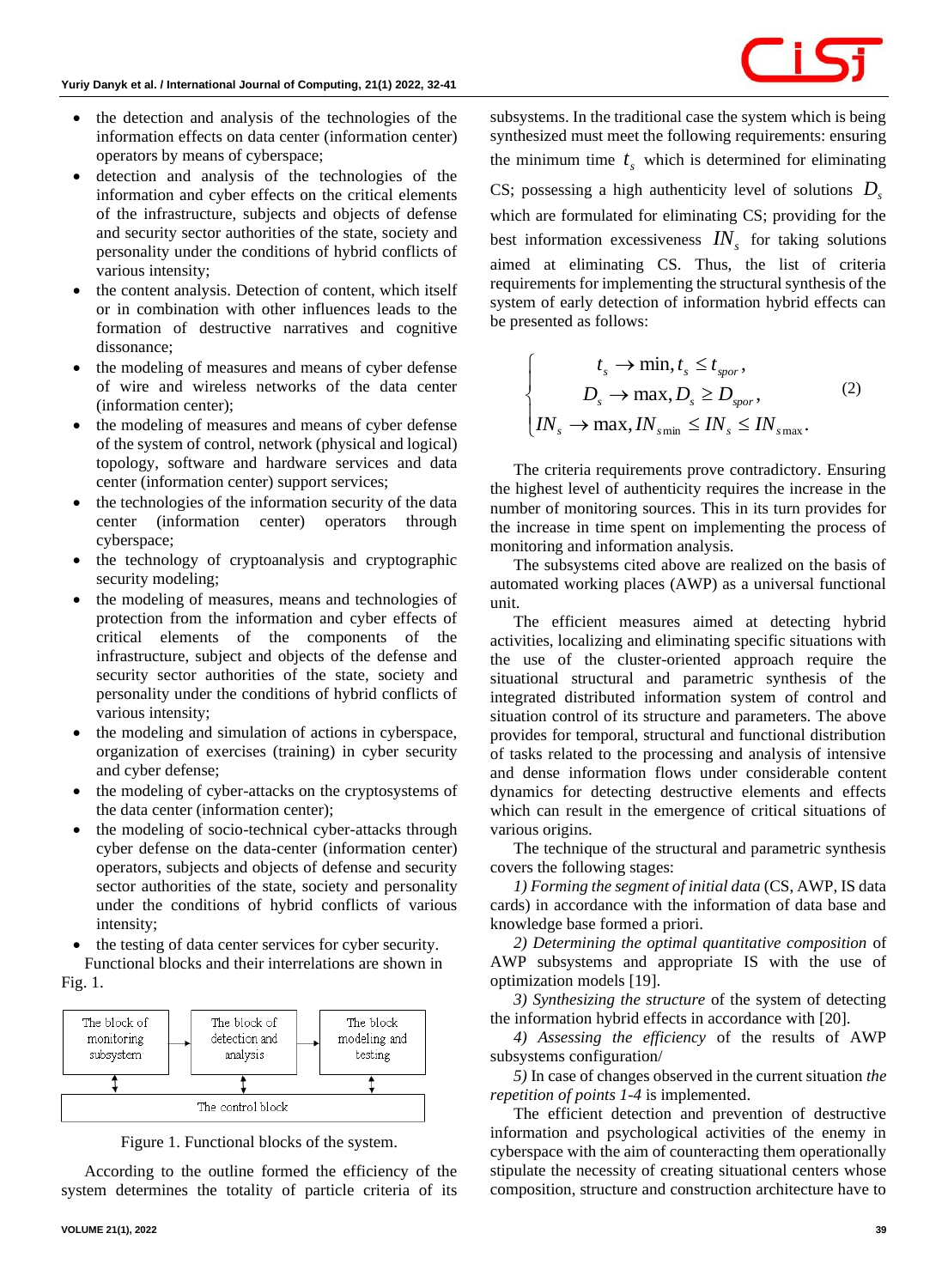- the detection and analysis of the technologies of the information effects on data center (information center) operators by means of cyberspace;
- detection and analysis of the technologies of the information and cyber effects on the critical elements of the infrastructure, subjects and objects of defense and security sector authorities of the state, society and personality under the conditions of hybrid conflicts of various intensity;
- the content analysis. Detection of content, which itself or in combination with other influences leads to the formation of destructive narratives and cognitive dissonance;
- the modeling of measures and means of cyber defense of wire and wireless networks of the data center (information center);
- the modeling of measures and means of cyber defense of the system of control, network (physical and logical) topology, software and hardware services and data center (information center) support services;
- the technologies of the information security of the data center (information center) operators through cyberspace;
- the technology of cryptoanalysis and cryptographic security modeling;
- the modeling of measures, means and technologies of protection from the information and cyber effects of critical elements of the components of the infrastructure, subject and objects of the defense and security sector authorities of the state, society and personality under the conditions of hybrid conflicts of various intensity;
- the modeling and simulation of actions in cyberspace, organization of exercises (training) in cyber security and cyber defense;
- the modeling of cyber-attacks on the cryptosystems of the data center (information center);
- the modeling of socio-technical cyber-attacks through cyber defense on the data-center (information center) operators, subjects and objects of defense and security sector authorities of the state, society and personality under the conditions of hybrid conflicts of various intensity;
- the testing of data center services for cyber security.

Functional blocks and their interrelations are shown in Fig. 1.

| The block of monitoring subsystem | → | The block of detection and analysis | → | The block modeling and testing |
|---|---|---|---|---|
| ↕ | | ↕ | | ↕ |
| The control block | | | | |

Figure 1. Functional blocks of the system.

According to the outline formed the efficiency of the system determines the totality of particle criteria of its subsystems. In the traditional case the system which is being synthesized must meet the following requirements: ensuring the minimum time $t_s$ which is determined for eliminating CS; possessing a high authenticity level of solutions $D_s$ which are formulated for eliminating CS; providing for the best information excessiveness $IN_s$ for taking solutions aimed at eliminating CS. Thus, the list of criteria requirements for implementing the structural synthesis of the system of early detection of information hybrid effects can be presented as follows:

$$\begin{cases} t_s \to \min, t_s \le t_{spor}, \\ D_s \to \max, D_s \ge D_{spor}, \\ IN_s \to \max, IN_{s\min} \le IN_s \le IN_{s\max}. \end{cases} \tag{2}$$

The criteria requirements prove contradictory. Ensuring the highest level of authenticity requires the increase in the number of monitoring sources. This in its turn provides for the increase in time spent on implementing the process of monitoring and information analysis.

The subsystems cited above are realized on the basis of automated working places (AWP) as a universal functional unit.

The efficient measures aimed at detecting hybrid activities, localizing and eliminating specific situations with the use of the cluster-oriented approach require the situational structural and parametric synthesis of the integrated distributed information system of control and situation control of its structure and parameters. The above provides for temporal, structural and functional distribution of tasks related to the processing and analysis of intensive and dense information flows under considerable content dynamics for detecting destructive elements and effects which can result in the emergence of critical situations of various origins.

The technique of the structural and parametric synthesis covers the following stages:

*1) Forming the segment of initial data* (CS, AWP, IS data cards) in accordance with the information of data base and knowledge base formed a priori.

*2) Determining the optimal quantitative composition* of AWP subsystems and appropriate IS with the use of optimization models [19].

*3) Synthesizing the structure* of the system of detecting the information hybrid effects in accordance with [20].

*4) Assessing the efficiency* of the results of AWP subsystems configuration/

5) In case of changes observed in the current situation *the repetition of points 1-4* is implemented.

The efficient detection and prevention of destructive information and psychological activities of the enemy in cyberspace with the aim of counteracting them operationally stipulate the necessity of creating situational centers whose composition, structure and construction architecture have to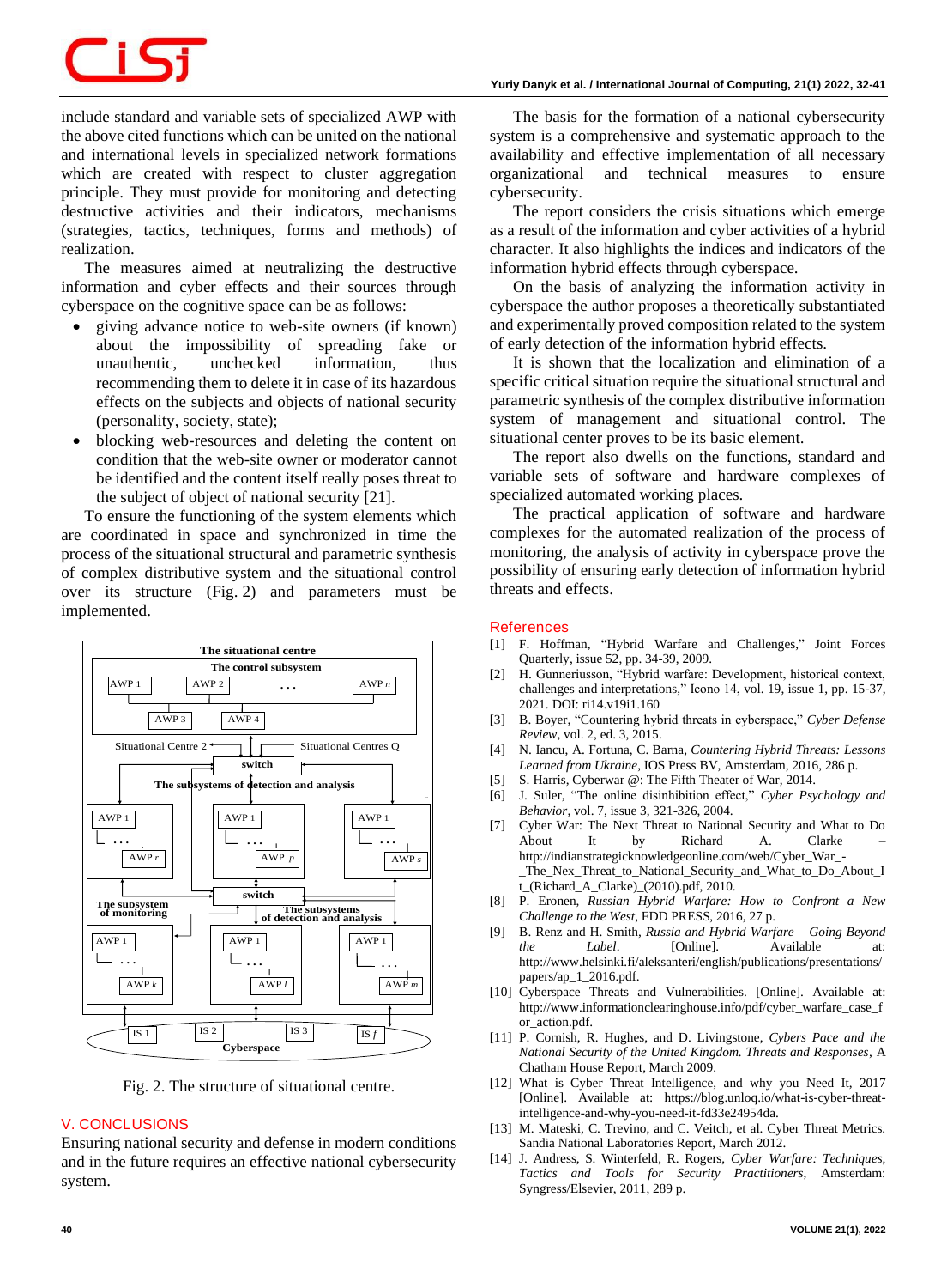include standard and variable sets of specialized AWP with the above cited functions which can be united on the national and international levels in specialized network formations which are created with respect to cluster aggregation principle. They must provide for monitoring and detecting destructive activities and their indicators, mechanisms (strategies, tactics, techniques, forms and methods) of realization.

The measures aimed at neutralizing the destructive information and cyber effects and their sources through cyberspace on the cognitive space can be as follows:

- giving advance notice to web-site owners (if known) about the impossibility of spreading fake or unauthentic, unchecked information, thus recommending them to delete it in case of its hazardous effects on the subjects and objects of national security (personality, society, state);
- blocking web-resources and deleting the content on condition that the web-site owner or moderator cannot be identified and the content itself really poses threat to the subject of object of national security [21].

To ensure the functioning of the system elements which are coordinated in space and synchronized in time the process of the situational structural and parametric synthesis of complex distributive system and the situational control over its structure (Fig. 2) and parameters must be implemented.

Fig. 2. The structure of situational centre.

## V. CONCLUSIONS

Ensuring national security and defense in modern conditions and in the future requires an effective national cybersecurity system.

The basis for the formation of a national cybersecurity system is a comprehensive and systematic approach to the availability and effective implementation of all necessary organizational and technical measures to ensure cybersecurity.

The report considers the crisis situations which emerge as a result of the information and cyber activities of a hybrid character. It also highlights the indices and indicators of the information hybrid effects through cyberspace.

On the basis of analyzing the information activity in cyberspace the author proposes a theoretically substantiated and experimentally proved composition related to the system of early detection of the information hybrid effects.

It is shown that the localization and elimination of a specific critical situation require the situational structural and parametric synthesis of the complex distributive information system of management and situational control. The situational center proves to be its basic element.

The report also dwells on the functions, standard and variable sets of software and hardware complexes of specialized automated working places.

The practical application of software and hardware complexes for the automated realization of the process of monitoring, the analysis of activity in cyberspace prove the possibility of ensuring early detection of information hybrid threats and effects.

## References

[1] F. Hoffman, "Hybrid Warfare and Challenges," Joint Forces Quarterly, issue 52, pp. 34-39, 2009.

[2] H. Gunneriusson, "Hybrid warfare: Development, historical context, challenges and interpretations," Icono 14, vol. 19, issue 1, pp. 15-37, 2021. DOI: ri14.v19i1.160

[3] B. Boyer, "Countering hybrid threats in cyberspace," *Cyber Defense Review*, vol. 2, ed. 3, 2015.

[4] N. Iancu, A. Fortuna, C. Barna, *Countering Hybrid Threats: Lessons Learned from Ukraine*, IOS Press BV, Amsterdam, 2016, 286 p.

[5] S. Harris, Cyberwar @: The Fifth Theater of War, 2014.

[6] J. Suler, "The online disinhibition effect," *Cyber Psychology and Behavior*, vol. 7, issue 3, 321-326, 2004.

[7] Cyber War: The Next Threat to National Security and What to Do About It by Richard A. Clarke – http://indianstrategicknowledgeonline.com/web/Cyber_War_-_The_Nex_Threat_to_National_Security_and_What_to_Do_About_It_(Richard_A_Clarke)_(2010).pdf, 2010.

[8] P. Eronen, *Russian Hybrid Warfare: How to Confront a New Challenge to the West*, FDD PRESS, 2016, 27 p.

[9] B. Renz and H. Smith, *Russia and Hybrid Warfare – Going Beyond the Label*. [Online]. Available at: http://www.helsinki.fi/aleksanteri/english/publications/presentations/papers/ap_1_2016.pdf.

[10] Cyberspace Threats and Vulnerabilities. [Online]. Available at: http://www.informationclearinghouse.info/pdf/cyber_warfare_case_for_action.pdf.

[11] P. Cornish, R. Hughes, and D. Livingstone, *Cybers Pace and the National Security of the United Kingdom. Threats and Responses*, A Chatham House Report, March 2009.

[12] What is Cyber Threat Intelligence, and why you Need It, 2017 [Online]. Available at: https://blog.unloq.io/what-is-cyber-threat-intelligence-and-why-you-need-it-fd33e24954da.

[13] M. Mateski, C. Trevino, and C. Veitch, et al. Cyber Threat Metrics. Sandia National Laboratories Report, March 2012.

[14] J. Andress, S. Winterfeld, R. Rogers, *Cyber Warfare: Techniques, Tactics and Tools for Security Practitioners*, Amsterdam: Syngress/Elsevier, 2011, 289 p.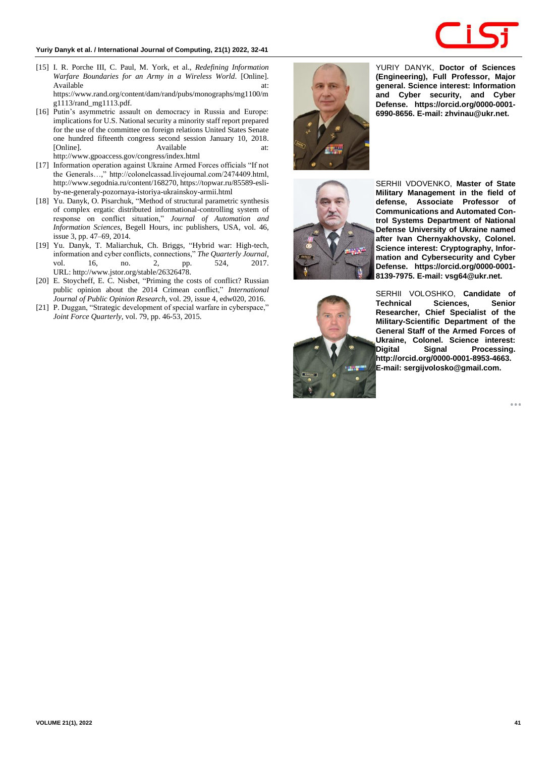[15] I. R. Porche III, C. Paul, M. York, et al., *Redefining Information Warfare Boundaries for an Army in a Wireless World*. [Online]. Available at: https://www.rand.org/content/dam/rand/pubs/monographs/mg1100/mg1113/rand_mg1113.pdf.

[16] Putin's asymmetric assault on democracy in Russia and Europe: implications for U.S. National security a minority staff report prepared for the use of the committee on foreign relations United States Senate one hundred fifteenth congress second session January 10, 2018. [Online]. Available at: http://www.gpoaccess.gov/congress/index.html

[17] Information operation against Ukraine Armed Forces officials "If not the Generals…," http://colonelcassad.livejournal.com/2474409.html, http://www.segodnia.ru/content/168270, https://topwar.ru/85589-esli-by-ne-generaly-pozornaya-istoriya-ukrainskoy-armii.html

[18] Yu. Danyk, O. Pisarchuk, "Method of structural parametric synthesis of complex ergatic distributed informational-controlling system of response on conflict situation," *Journal of Automation and Information Sciences*, Begell Hours, inc publishers, USA, vol. 46, issue 3, pp. 47–69, 2014.

[19] Yu. Danyk, T. Maliarchuk, Ch. Briggs, "Hybrid war: High-tech, information and cyber conflicts, connections," *The Quarterly Journal*, vol. 16, no. 2, pp. 524, 2017. URL: http://www.jstor.org/stable/26326478.

[20] E. Stoycheff, E. C. Nisbet, "Priming the costs of conflict? Russian public opinion about the 2014 Crimean conflict," *International Journal of Public Opinion Research*, vol. 29, issue 4, edw020, 2016.

[21] P. Duggan, "Strategic development of special warfare in cyberspace," *Joint Force Quarterly*, vol. 79, pp. 46-53, 2015.

YURIY DANYK, **Doctor of Sciences (Engineering), Full Professor, Major general. Science interest: Information and Cyber security, and Cyber Defense. https://orcid.org/0000-0001-6990-8656. E-mail: zhvinau@ukr.net.**

SERHII VDOVENKO, **Master of State Military Management in the field of defense, Associate Professor of Communications and Automated Control Systems Department of National Defense University of Ukraine named after Ivan Chernyakhovsky, Colonel. Science interest: Cryptography, Information and Cybersecurity and Cyber Defense. https://orcid.org/0000-0001-8139-7975. E-mail: vsg64@ukr.net.**

SERHII VOLOSHKO, **Candidate of Technical Sciences, Senior Researcher, Chief Specialist of the Military-Scientific Department of the General Staff of the Armed Forces of Ukraine, Colonel. Science interest: Digital Signal Processing. http://orcid.org/0000-0001-8953-4663. E-mail: sergijvolosko@gmail.com.**